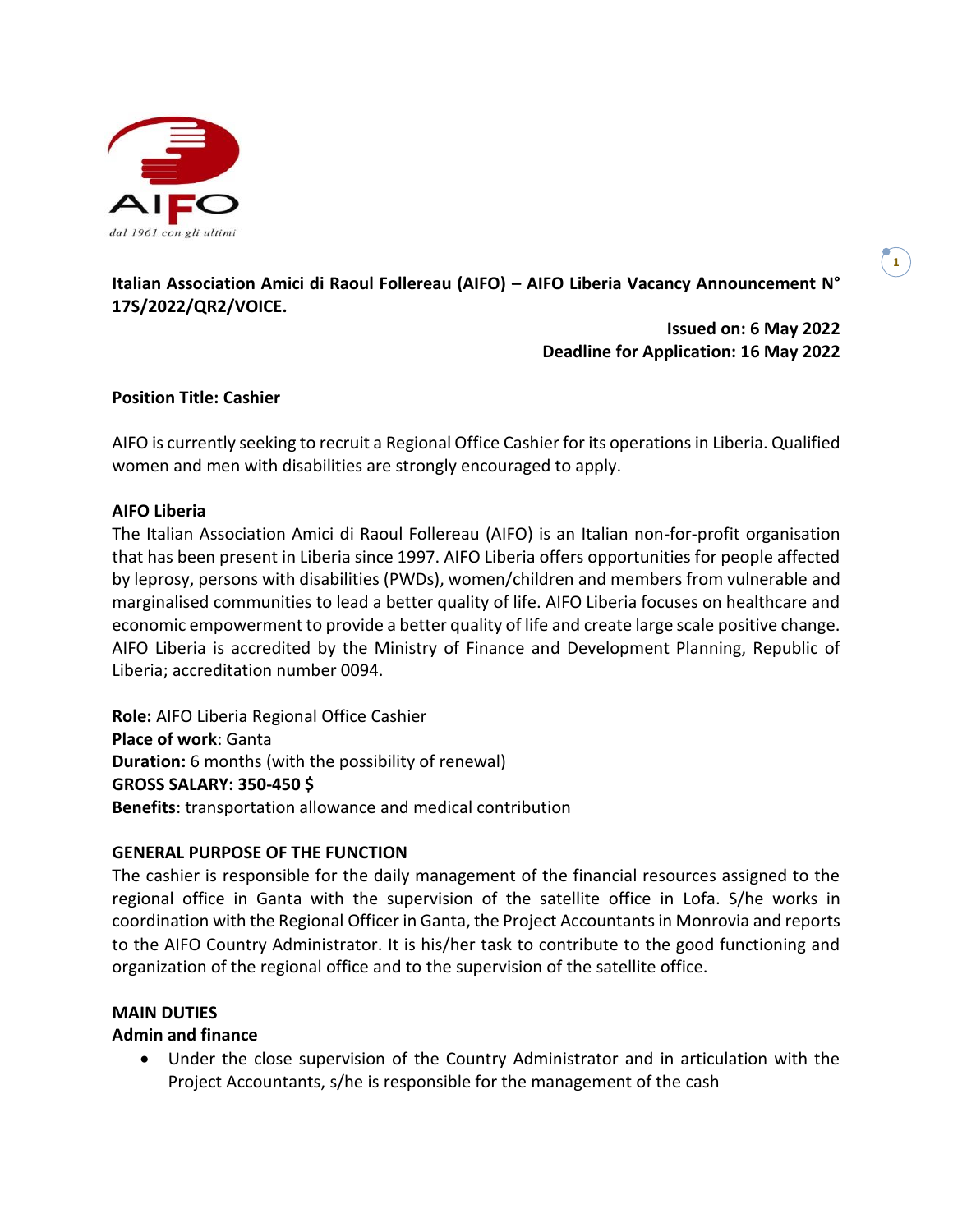**Italian Association Amici di Raoul Follereau (AIFO) – AIFO Liberia Vacancy Announcement N° 17S/2022/QR2/VOICE.**

**Issued on: 6 May 2022**
**Deadline for Application: 16 May 2022**

**Position Title: Cashier**

AIFO is currently seeking to recruit a Regional Office Cashier for its operations in Liberia. Qualified women and men with disabilities are strongly encouraged to apply.

**AIFO Liberia**

The Italian Association Amici di Raoul Follereau (AIFO) is an Italian non-for-profit organisation that has been present in Liberia since 1997. AIFO Liberia offers opportunities for people affected by leprosy, persons with disabilities (PWDs), women/children and members from vulnerable and marginalised communities to lead a better quality of life. AIFO Liberia focuses on healthcare and economic empowerment to provide a better quality of life and create large scale positive change. AIFO Liberia is accredited by the Ministry of Finance and Development Planning, Republic of Liberia; accreditation number 0094.

**Role:** AIFO Liberia Regional Office Cashier
**Place of work**: Ganta
**Duration:** 6 months (with the possibility of renewal)
**GROSS SALARY: 350-450 $**
**Benefits**: transportation allowance and medical contribution

**GENERAL PURPOSE OF THE FUNCTION**

The cashier is responsible for the daily management of the financial resources assigned to the regional office in Ganta with the supervision of the satellite office in Lofa. S/he works in coordination with the Regional Officer in Ganta, the Project Accountants in Monrovia and reports to the AIFO Country Administrator. It is his/her task to contribute to the good functioning and organization of the regional office and to the supervision of the satellite office.

**MAIN DUTIES**

**Admin and finance**

- Under the close supervision of the Country Administrator and in articulation with the Project Accountants, s/he is responsible for the management of the cash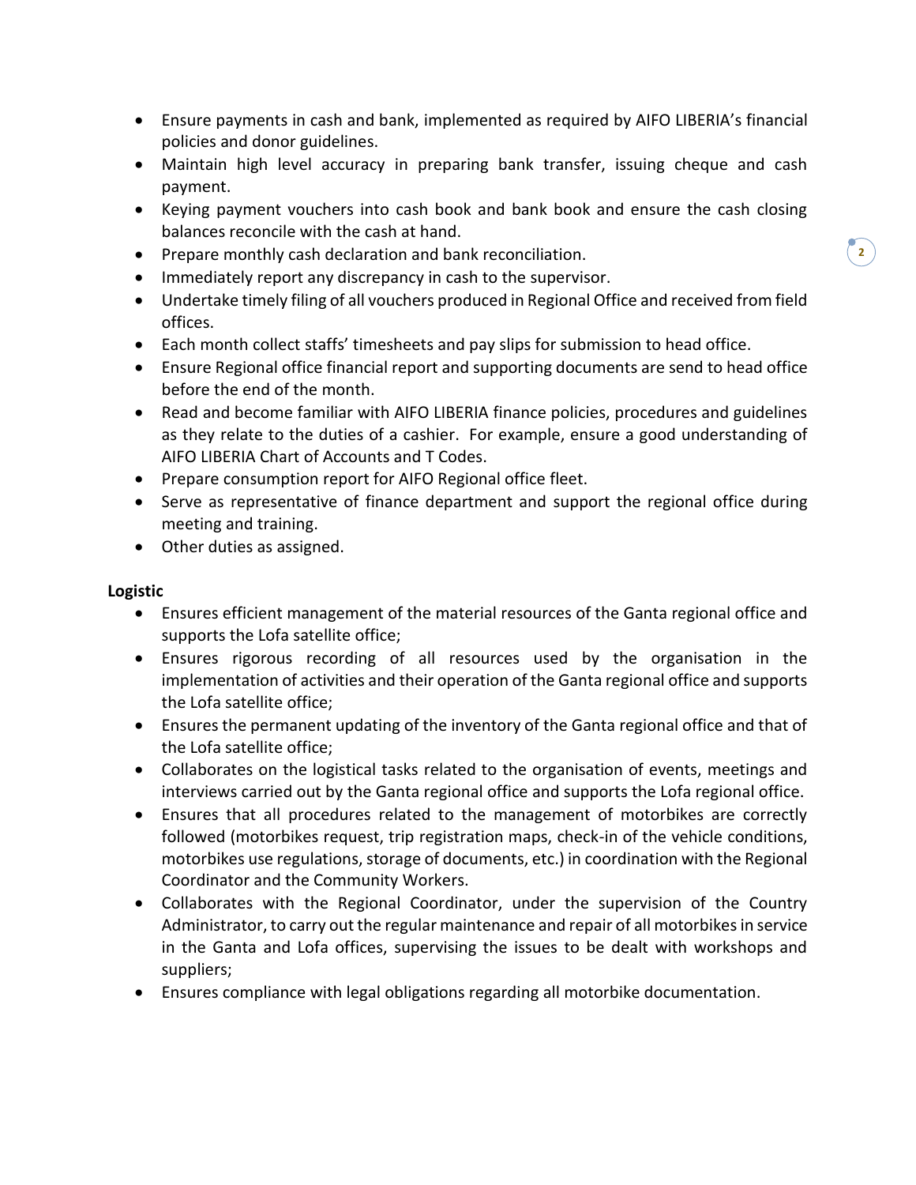- Ensure payments in cash and bank, implemented as required by AIFO LIBERIA's financial policies and donor guidelines.
- Maintain high level accuracy in preparing bank transfer, issuing cheque and cash payment.
- Keying payment vouchers into cash book and bank book and ensure the cash closing balances reconcile with the cash at hand.
- Prepare monthly cash declaration and bank reconciliation.
- Immediately report any discrepancy in cash to the supervisor.
- Undertake timely filing of all vouchers produced in Regional Office and received from field offices.
- Each month collect staffs' timesheets and pay slips for submission to head office.
- Ensure Regional office financial report and supporting documents are send to head office before the end of the month.
- Read and become familiar with AIFO LIBERIA finance policies, procedures and guidelines as they relate to the duties of a cashier. For example, ensure a good understanding of AIFO LIBERIA Chart of Accounts and T Codes.
- Prepare consumption report for AIFO Regional office fleet.
- Serve as representative of finance department and support the regional office during meeting and training.
- Other duties as assigned.

**Logistic**

- Ensures efficient management of the material resources of the Ganta regional office and supports the Lofa satellite office;
- Ensures rigorous recording of all resources used by the organisation in the implementation of activities and their operation of the Ganta regional office and supports the Lofa satellite office;
- Ensures the permanent updating of the inventory of the Ganta regional office and that of the Lofa satellite office;
- Collaborates on the logistical tasks related to the organisation of events, meetings and interviews carried out by the Ganta regional office and supports the Lofa regional office.
- Ensures that all procedures related to the management of motorbikes are correctly followed (motorbikes request, trip registration maps, check-in of the vehicle conditions, motorbikes use regulations, storage of documents, etc.) in coordination with the Regional Coordinator and the Community Workers.
- Collaborates with the Regional Coordinator, under the supervision of the Country Administrator, to carry out the regular maintenance and repair of all motorbikes in service in the Ganta and Lofa offices, supervising the issues to be dealt with workshops and suppliers;
- Ensures compliance with legal obligations regarding all motorbike documentation.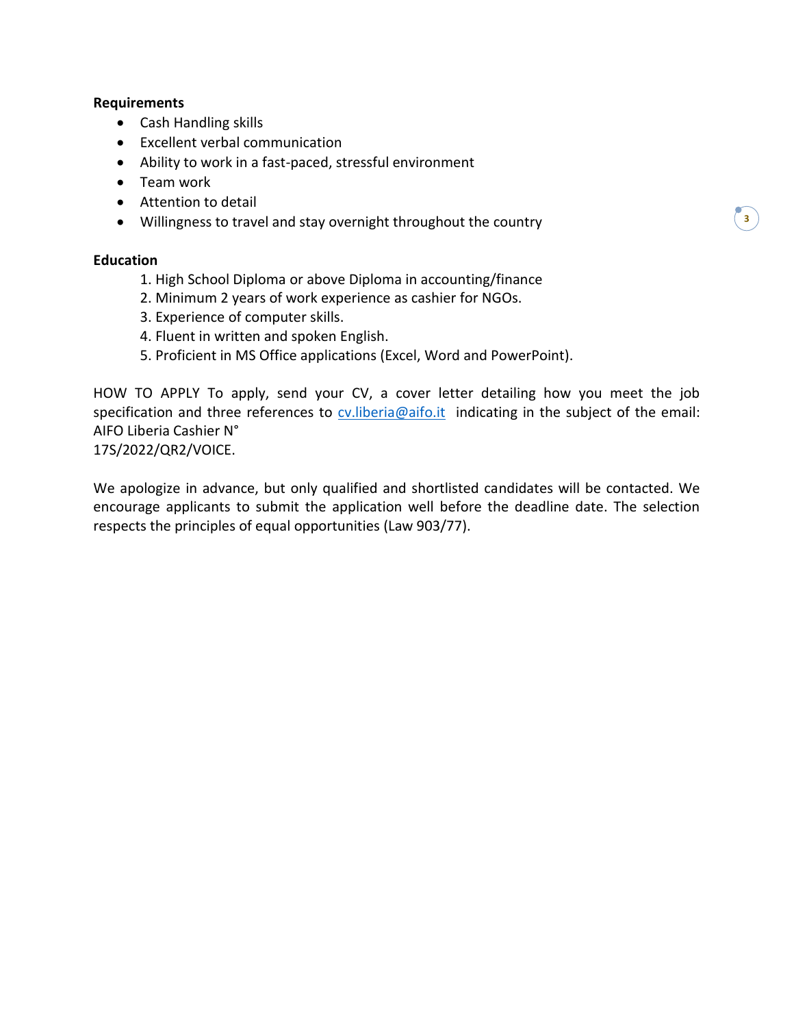**Requirements**

- Cash Handling skills
- Excellent verbal communication
- Ability to work in a fast-paced, stressful environment
- Team work
- Attention to detail
- Willingness to travel and stay overnight throughout the country

**Education**

1. High School Diploma or above Diploma in accounting/finance
2. Minimum 2 years of work experience as cashier for NGOs.
3. Experience of computer skills.
4. Fluent in written and spoken English.
5. Proficient in MS Office applications (Excel, Word and PowerPoint).

HOW TO APPLY To apply, send your CV, a cover letter detailing how you meet the job specification and three references to cv.liberia@aifo.it indicating in the subject of the email: AIFO Liberia Cashier N°
17S/2022/QR2/VOICE.

We apologize in advance, but only qualified and shortlisted candidates will be contacted. We encourage applicants to submit the application well before the deadline date. The selection respects the principles of equal opportunities (Law 903/77).